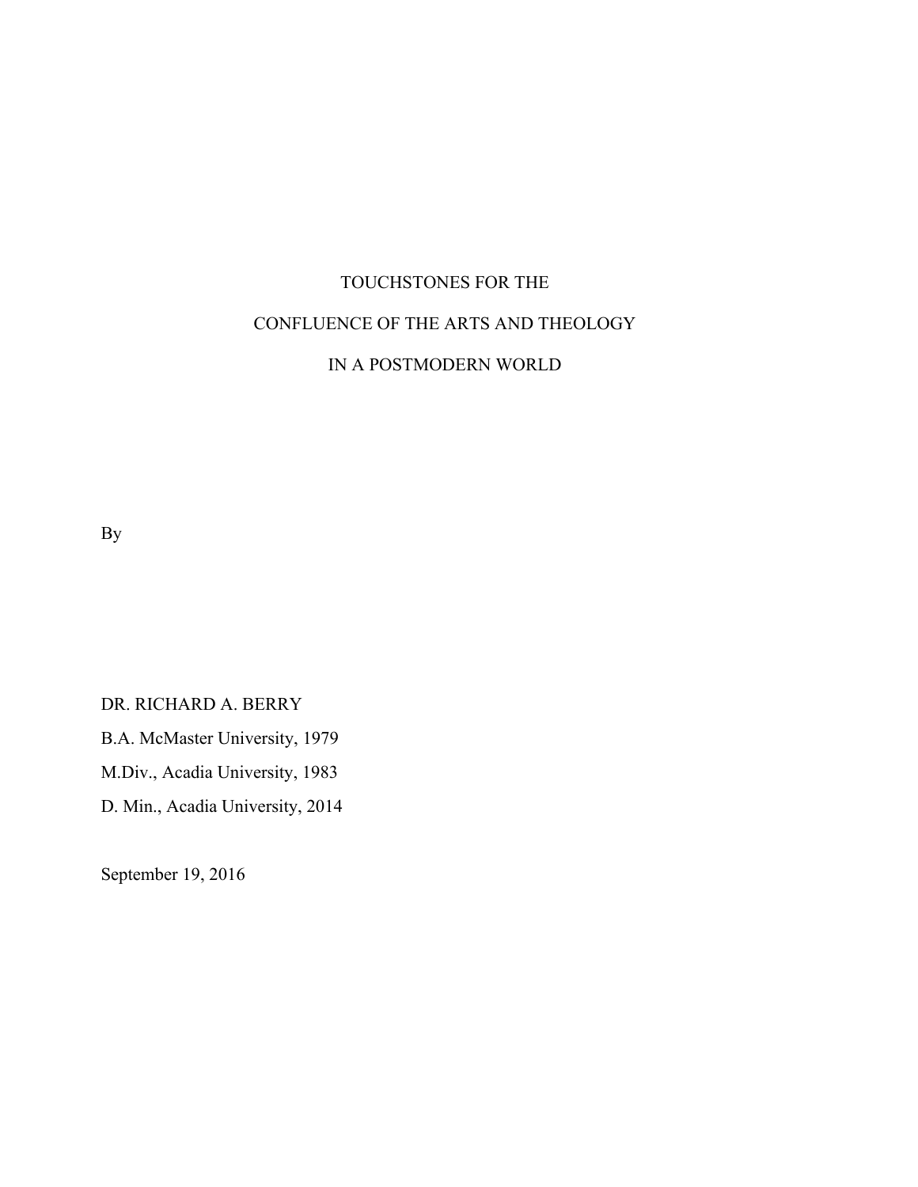# TOUCHSTONES FOR THE CONFLUENCE OF THE ARTS AND THEOLOGY IN A POSTMODERN WORLD

By

DR. RICHARD A. BERRY

B.A. McMaster University, 1979

M.Div., Acadia University, 1983

D. Min., Acadia University, 2014

September 19, 2016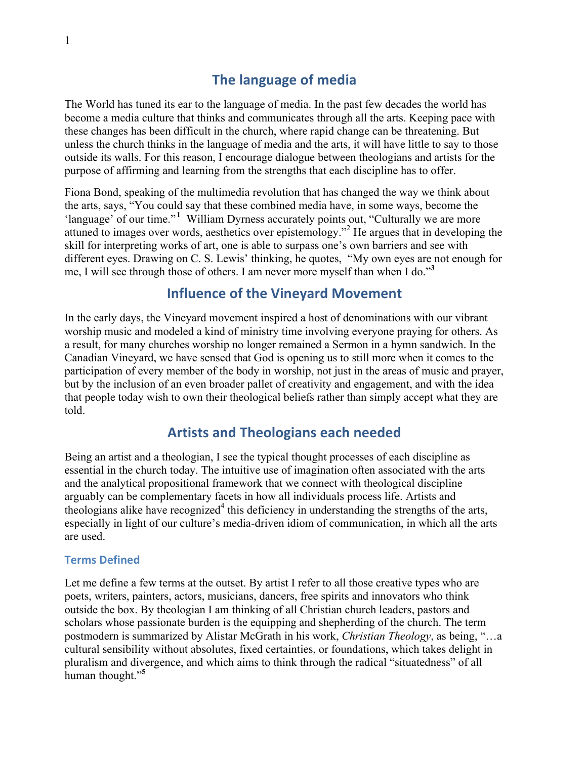## The language of media

The World has tuned its ear to the language of media. In the past few decades the world has become a media culture that thinks and communicates through all the arts. Keeping pace with these changes has been difficult in the church, where rapid change can be threatening. But unless the church thinks in the language of media and the arts, it will have little to say to those outside its walls. For this reason, I encourage dialogue between theologians and artists for the purpose of affirming and learning from the strengths that each discipline has to offer.

Fiona Bond, speaking of the multimedia revolution that has changed the way we think about the arts, says, "You could say that these combined media have, in some ways, become the 'language' of our time."[1] William Dyrness accurately points out, "Culturally we are more attuned to images over words, aesthetics over epistemology."[2] He argues that in developing the skill for interpreting works of art, one is able to surpass one's own barriers and see with different eyes. Drawing on C. S. Lewis' thinking, he quotes, "My own eyes are not enough for me, I will see through those of others. I am never more myself than when I do."[3]

## Influence of the Vineyard Movement

In the early days, the Vineyard movement inspired a host of denominations with our vibrant worship music and modeled a kind of ministry time involving everyone praying for others. As a result, for many churches worship no longer remained a Sermon in a hymn sandwich. In the Canadian Vineyard, we have sensed that God is opening us to still more when it comes to the participation of every member of the body in worship, not just in the areas of music and prayer, but by the inclusion of an even broader pallet of creativity and engagement, and with the idea that people today wish to own their theological beliefs rather than simply accept what they are told.

## Artists and Theologians each needed

Being an artist and a theologian, I see the typical thought processes of each discipline as essential in the church today. The intuitive use of imagination often associated with the arts and the analytical propositional framework that we connect with theological discipline arguably can be complementary facets in how all individuals process life. Artists and theologians alike have recognized[4] this deficiency in understanding the strengths of the arts, especially in light of our culture's media-driven idiom of communication, in which all the arts are used.

### Terms Defined

Let me define a few terms at the outset. By artist I refer to all those creative types who are poets, writers, painters, actors, musicians, dancers, free spirits and innovators who think outside the box. By theologian I am thinking of all Christian church leaders, pastors and scholars whose passionate burden is the equipping and shepherding of the church. The term postmodern is summarized by Alistar McGrath in his work, *Christian Theology*, as being, "…a cultural sensibility without absolutes, fixed certainties, or foundations, which takes delight in pluralism and divergence, and which aims to think through the radical "situatedness" of all human thought."[5]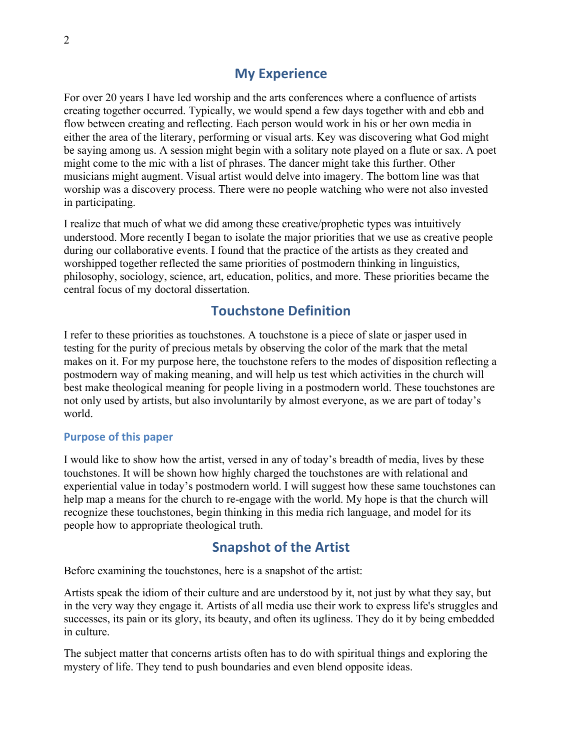## My Experience

For over 20 years I have led worship and the arts conferences where a confluence of artists creating together occurred. Typically, we would spend a few days together with and ebb and flow between creating and reflecting. Each person would work in his or her own media in either the area of the literary, performing or visual arts. Key was discovering what God might be saying among us. A session might begin with a solitary note played on a flute or sax. A poet might come to the mic with a list of phrases. The dancer might take this further. Other musicians might augment. Visual artist would delve into imagery. The bottom line was that worship was a discovery process. There were no people watching who were not also invested in participating.

I realize that much of what we did among these creative/prophetic types was intuitively understood. More recently I began to isolate the major priorities that we use as creative people during our collaborative events. I found that the practice of the artists as they created and worshipped together reflected the same priorities of postmodern thinking in linguistics, philosophy, sociology, science, art, education, politics, and more. These priorities became the central focus of my doctoral dissertation.

## Touchstone Definition

I refer to these priorities as touchstones. A touchstone is a piece of slate or jasper used in testing for the purity of precious metals by observing the color of the mark that the metal makes on it. For my purpose here, the touchstone refers to the modes of disposition reflecting a postmodern way of making meaning, and will help us test which activities in the church will best make theological meaning for people living in a postmodern world. These touchstones are not only used by artists, but also involuntarily by almost everyone, as we are part of today's world.

### Purpose of this paper

I would like to show how the artist, versed in any of today's breadth of media, lives by these touchstones. It will be shown how highly charged the touchstones are with relational and experiential value in today's postmodern world. I will suggest how these same touchstones can help map a means for the church to re-engage with the world. My hope is that the church will recognize these touchstones, begin thinking in this media rich language, and model for its people how to appropriate theological truth.

## Snapshot of the Artist

Before examining the touchstones, here is a snapshot of the artist:

Artists speak the idiom of their culture and are understood by it, not just by what they say, but in the very way they engage it. Artists of all media use their work to express life's struggles and successes, its pain or its glory, its beauty, and often its ugliness. They do it by being embedded in culture.

The subject matter that concerns artists often has to do with spiritual things and exploring the mystery of life. They tend to push boundaries and even blend opposite ideas.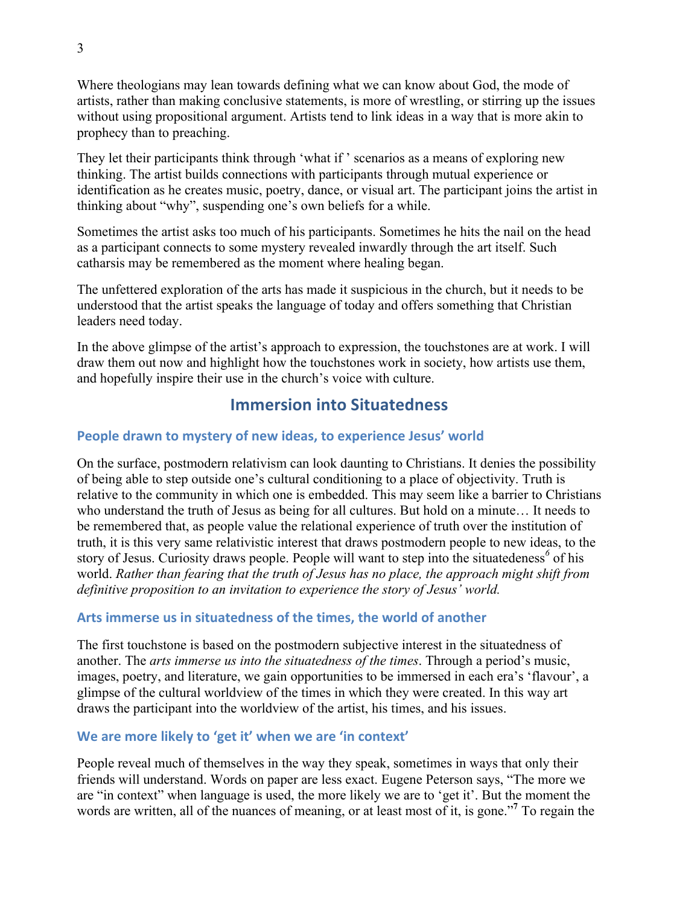Where theologians may lean towards defining what we can know about God, the mode of artists, rather than making conclusive statements, is more of wrestling, or stirring up the issues without using propositional argument. Artists tend to link ideas in a way that is more akin to prophecy than to preaching.

They let their participants think through 'what if ' scenarios as a means of exploring new thinking. The artist builds connections with participants through mutual experience or identification as he creates music, poetry, dance, or visual art. The participant joins the artist in thinking about "why", suspending one's own beliefs for a while.

Sometimes the artist asks too much of his participants. Sometimes he hits the nail on the head as a participant connects to some mystery revealed inwardly through the art itself. Such catharsis may be remembered as the moment where healing began.

The unfettered exploration of the arts has made it suspicious in the church, but it needs to be understood that the artist speaks the language of today and offers something that Christian leaders need today.

In the above glimpse of the artist's approach to expression, the touchstones are at work. I will draw them out now and highlight how the touchstones work in society, how artists use them, and hopefully inspire their use in the church's voice with culture.

## Immersion into Situatedness

### People drawn to mystery of new ideas, to experience Jesus' world

On the surface, postmodern relativism can look daunting to Christians. It denies the possibility of being able to step outside one's cultural conditioning to a place of objectivity. Truth is relative to the community in which one is embedded. This may seem like a barrier to Christians who understand the truth of Jesus as being for all cultures. But hold on a minute… It needs to be remembered that, as people value the relational experience of truth over the institution of truth, it is this very same relativistic interest that draws postmodern people to new ideas, to the story of Jesus. Curiosity draws people. People will want to step into the situatedeness[6] of his world. *Rather than fearing that the truth of Jesus has no place, the approach might shift from definitive proposition to an invitation to experience the story of Jesus' world.*

### Arts immerse us in situatedness of the times, the world of another

The first touchstone is based on the postmodern subjective interest in the situatedness of another. The *arts immerse us into the situatedness of the times*. Through a period's music, images, poetry, and literature, we gain opportunities to be immersed in each era's 'flavour', a glimpse of the cultural worldview of the times in which they were created. In this way art draws the participant into the worldview of the artist, his times, and his issues.

### We are more likely to 'get it' when we are 'in context'

People reveal much of themselves in the way they speak, sometimes in ways that only their friends will understand. Words on paper are less exact. Eugene Peterson says, "The more we are "in context" when language is used, the more likely we are to 'get it'. But the moment the words are written, all of the nuances of meaning, or at least most of it, is gone."[7] To regain the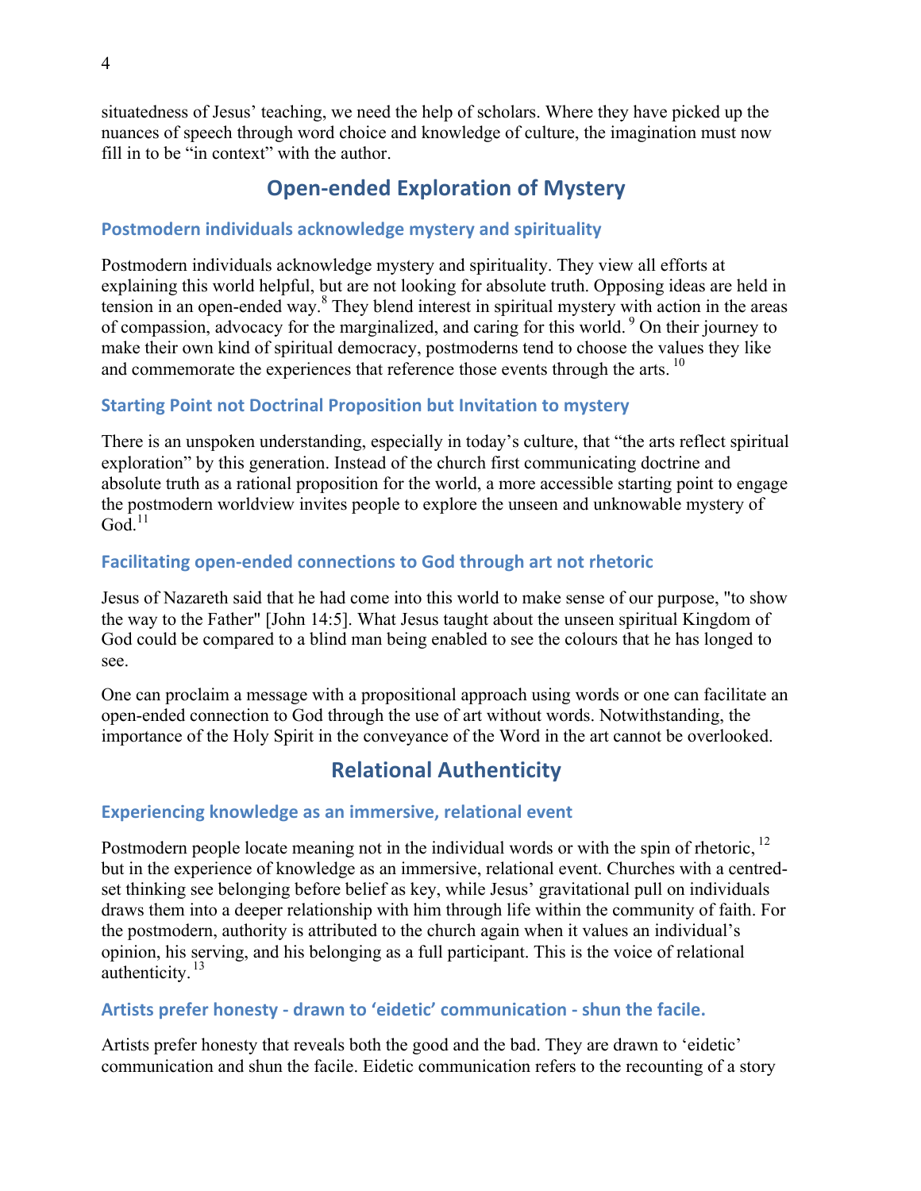situatedness of Jesus' teaching, we need the help of scholars. Where they have picked up the nuances of speech through word choice and knowledge of culture, the imagination must now fill in to be "in context" with the author.

## Open-ended Exploration of Mystery

### Postmodern individuals acknowledge mystery and spirituality

Postmodern individuals acknowledge mystery and spirituality. They view all efforts at explaining this world helpful, but are not looking for absolute truth. Opposing ideas are held in tension in an open-ended way.[8] They blend interest in spiritual mystery with action in the areas of compassion, advocacy for the marginalized, and caring for this world. [9] On their journey to make their own kind of spiritual democracy, postmoderns tend to choose the values they like and commemorate the experiences that reference those events through the arts. [10]

### Starting Point not Doctrinal Proposition but Invitation to mystery

There is an unspoken understanding, especially in today's culture, that "the arts reflect spiritual exploration" by this generation. Instead of the church first communicating doctrine and absolute truth as a rational proposition for the world, a more accessible starting point to engage the postmodern worldview invites people to explore the unseen and unknowable mystery of God.[11]

### Facilitating open-ended connections to God through art not rhetoric

Jesus of Nazareth said that he had come into this world to make sense of our purpose, "to show the way to the Father" [John 14:5]. What Jesus taught about the unseen spiritual Kingdom of God could be compared to a blind man being enabled to see the colours that he has longed to see.

One can proclaim a message with a propositional approach using words or one can facilitate an open-ended connection to God through the use of art without words. Notwithstanding, the importance of the Holy Spirit in the conveyance of the Word in the art cannot be overlooked.

## Relational Authenticity

### Experiencing knowledge as an immersive, relational event

Postmodern people locate meaning not in the individual words or with the spin of rhetoric, [12] but in the experience of knowledge as an immersive, relational event. Churches with a centred-set thinking see belonging before belief as key, while Jesus' gravitational pull on individuals draws them into a deeper relationship with him through life within the community of faith. For the postmodern, authority is attributed to the church again when it values an individual's opinion, his serving, and his belonging as a full participant. This is the voice of relational authenticity. [13]

### Artists prefer honesty - drawn to 'eidetic' communication - shun the facile.

Artists prefer honesty that reveals both the good and the bad. They are drawn to 'eidetic' communication and shun the facile. Eidetic communication refers to the recounting of a story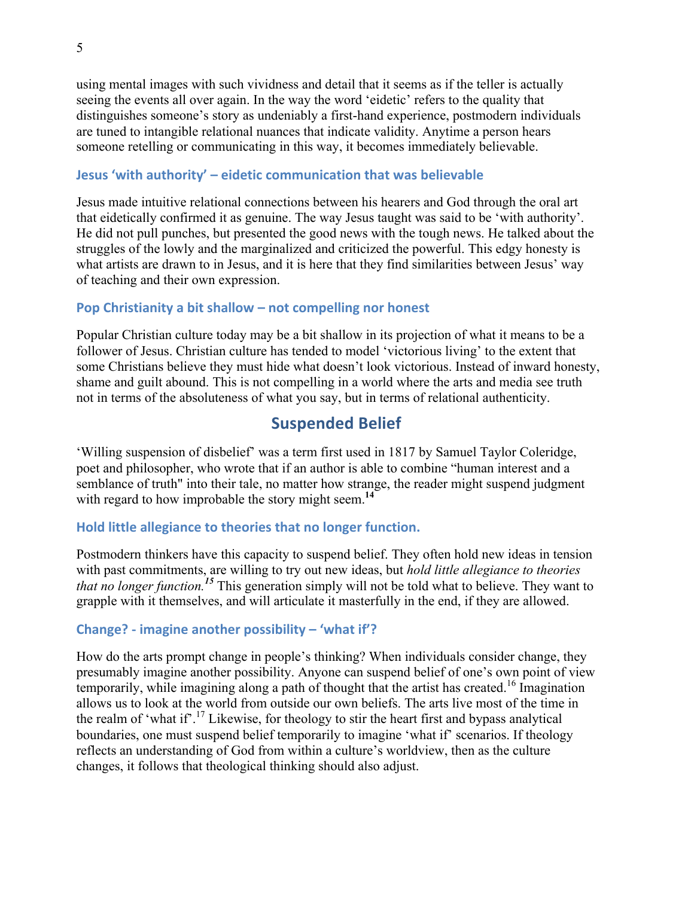using mental images with such vividness and detail that it seems as if the teller is actually seeing the events all over again. In the way the word 'eidetic' refers to the quality that distinguishes someone's story as undeniably a first-hand experience, postmodern individuals are tuned to intangible relational nuances that indicate validity. Anytime a person hears someone retelling or communicating in this way, it becomes immediately believable.

### Jesus 'with authority' – eidetic communication that was believable

Jesus made intuitive relational connections between his hearers and God through the oral art that eidetically confirmed it as genuine. The way Jesus taught was said to be 'with authority'. He did not pull punches, but presented the good news with the tough news. He talked about the struggles of the lowly and the marginalized and criticized the powerful. This edgy honesty is what artists are drawn to in Jesus, and it is here that they find similarities between Jesus' way of teaching and their own expression.

### Pop Christianity a bit shallow – not compelling nor honest

Popular Christian culture today may be a bit shallow in its projection of what it means to be a follower of Jesus. Christian culture has tended to model 'victorious living' to the extent that some Christians believe they must hide what doesn't look victorious. Instead of inward honesty, shame and guilt abound. This is not compelling in a world where the arts and media see truth not in terms of the absoluteness of what you say, but in terms of relational authenticity.

## Suspended Belief

'Willing suspension of disbelief' was a term first used in 1817 by Samuel Taylor Coleridge, poet and philosopher, who wrote that if an author is able to combine "human interest and a semblance of truth" into their tale, no matter how strange, the reader might suspend judgment with regard to how improbable the story might seem.[14]

### Hold little allegiance to theories that no longer function.

Postmodern thinkers have this capacity to suspend belief. They often hold new ideas in tension with past commitments, are willing to try out new ideas, but *hold little allegiance to theories that no longer function.*[15] This generation simply will not be told what to believe. They want to grapple with it themselves, and will articulate it masterfully in the end, if they are allowed.

### Change? - imagine another possibility – 'what if'?

How do the arts prompt change in people's thinking? When individuals consider change, they presumably imagine another possibility. Anyone can suspend belief of one's own point of view temporarily, while imagining along a path of thought that the artist has created.[16] Imagination allows us to look at the world from outside our own beliefs. The arts live most of the time in the realm of 'what if'.[17] Likewise, for theology to stir the heart first and bypass analytical boundaries, one must suspend belief temporarily to imagine 'what if' scenarios. If theology reflects an understanding of God from within a culture's worldview, then as the culture changes, it follows that theological thinking should also adjust.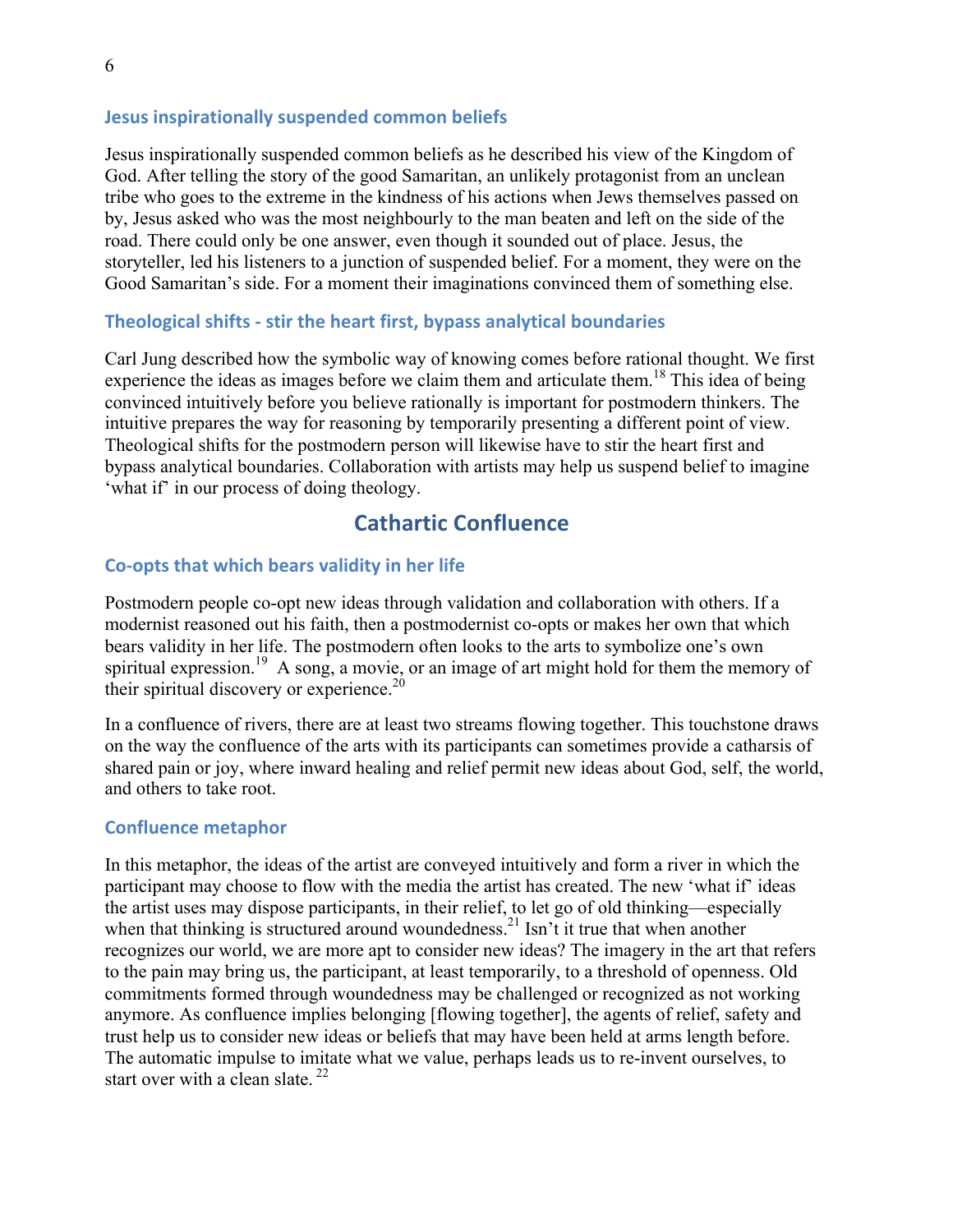### Jesus inspirationally suspended common beliefs

Jesus inspirationally suspended common beliefs as he described his view of the Kingdom of God. After telling the story of the good Samaritan, an unlikely protagonist from an unclean tribe who goes to the extreme in the kindness of his actions when Jews themselves passed on by, Jesus asked who was the most neighbourly to the man beaten and left on the side of the road. There could only be one answer, even though it sounded out of place. Jesus, the storyteller, led his listeners to a junction of suspended belief. For a moment, they were on the Good Samaritan's side. For a moment their imaginations convinced them of something else.

### Theological shifts - stir the heart first, bypass analytical boundaries

Carl Jung described how the symbolic way of knowing comes before rational thought. We first experience the ideas as images before we claim them and articulate them.[18] This idea of being convinced intuitively before you believe rationally is important for postmodern thinkers. The intuitive prepares the way for reasoning by temporarily presenting a different point of view. Theological shifts for the postmodern person will likewise have to stir the heart first and bypass analytical boundaries. Collaboration with artists may help us suspend belief to imagine 'what if' in our process of doing theology.

## Cathartic Confluence

### Co-opts that which bears validity in her life

Postmodern people co-opt new ideas through validation and collaboration with others. If a modernist reasoned out his faith, then a postmodernist co-opts or makes her own that which bears validity in her life. The postmodern often looks to the arts to symbolize one's own spiritual expression.[19] A song, a movie, or an image of art might hold for them the memory of their spiritual discovery or experience.[20]

In a confluence of rivers, there are at least two streams flowing together. This touchstone draws on the way the confluence of the arts with its participants can sometimes provide a catharsis of shared pain or joy, where inward healing and relief permit new ideas about God, self, the world, and others to take root.

### Confluence metaphor

In this metaphor, the ideas of the artist are conveyed intuitively and form a river in which the participant may choose to flow with the media the artist has created. The new 'what if' ideas the artist uses may dispose participants, in their relief, to let go of old thinking—especially when that thinking is structured around woundedness.[21] Isn't it true that when another recognizes our world, we are more apt to consider new ideas? The imagery in the art that refers to the pain may bring us, the participant, at least temporarily, to a threshold of openness. Old commitments formed through woundedness may be challenged or recognized as not working anymore. As confluence implies belonging [flowing together], the agents of relief, safety and trust help us to consider new ideas or beliefs that may have been held at arms length before. The automatic impulse to imitate what we value, perhaps leads us to re-invent ourselves, to start over with a clean slate.[22]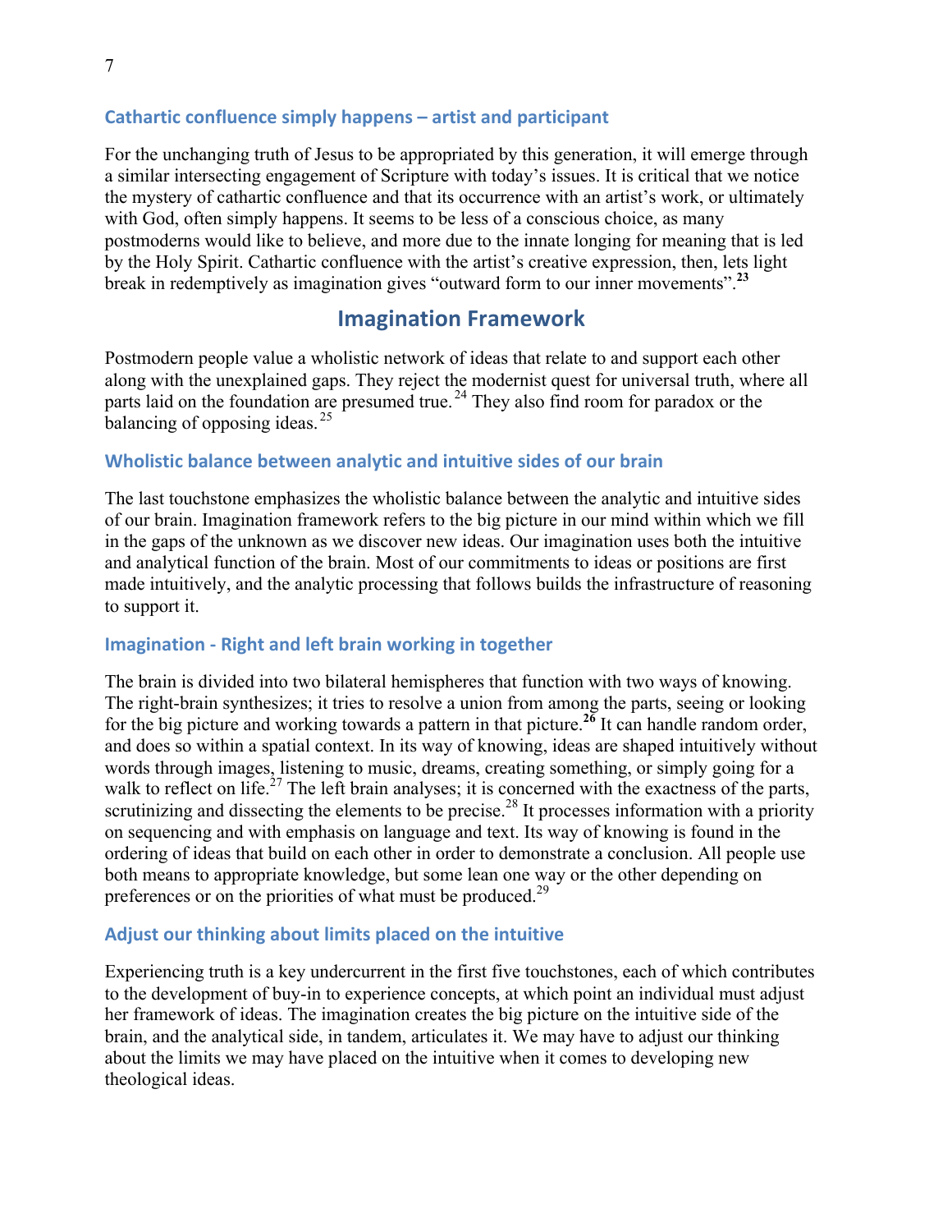### Cathartic confluence simply happens – artist and participant

For the unchanging truth of Jesus to be appropriated by this generation, it will emerge through a similar intersecting engagement of Scripture with today's issues. It is critical that we notice the mystery of cathartic confluence and that its occurrence with an artist's work, or ultimately with God, often simply happens. It seems to be less of a conscious choice, as many postmoderns would like to believe, and more due to the innate longing for meaning that is led by the Holy Spirit. Cathartic confluence with the artist's creative expression, then, lets light break in redemptively as imagination gives "outward form to our inner movements".[23]

## Imagination Framework

Postmodern people value a wholistic network of ideas that relate to and support each other along with the unexplained gaps. They reject the modernist quest for universal truth, where all parts laid on the foundation are presumed true.[24] They also find room for paradox or the balancing of opposing ideas.[25]

### Wholistic balance between analytic and intuitive sides of our brain

The last touchstone emphasizes the wholistic balance between the analytic and intuitive sides of our brain. Imagination framework refers to the big picture in our mind within which we fill in the gaps of the unknown as we discover new ideas. Our imagination uses both the intuitive and analytical function of the brain. Most of our commitments to ideas or positions are first made intuitively, and the analytic processing that follows builds the infrastructure of reasoning to support it.

### Imagination - Right and left brain working in together

The brain is divided into two bilateral hemispheres that function with two ways of knowing. The right-brain synthesizes; it tries to resolve a union from among the parts, seeing or looking for the big picture and working towards a pattern in that picture.[26] It can handle random order, and does so within a spatial context. In its way of knowing, ideas are shaped intuitively without words through images, listening to music, dreams, creating something, or simply going for a walk to reflect on life.[27] The left brain analyses; it is concerned with the exactness of the parts, scrutinizing and dissecting the elements to be precise.[28] It processes information with a priority on sequencing and with emphasis on language and text. Its way of knowing is found in the ordering of ideas that build on each other in order to demonstrate a conclusion. All people use both means to appropriate knowledge, but some lean one way or the other depending on preferences or on the priorities of what must be produced.[29]

### Adjust our thinking about limits placed on the intuitive

Experiencing truth is a key undercurrent in the first five touchstones, each of which contributes to the development of buy-in to experience concepts, at which point an individual must adjust her framework of ideas. The imagination creates the big picture on the intuitive side of the brain, and the analytical side, in tandem, articulates it. We may have to adjust our thinking about the limits we may have placed on the intuitive when it comes to developing new theological ideas.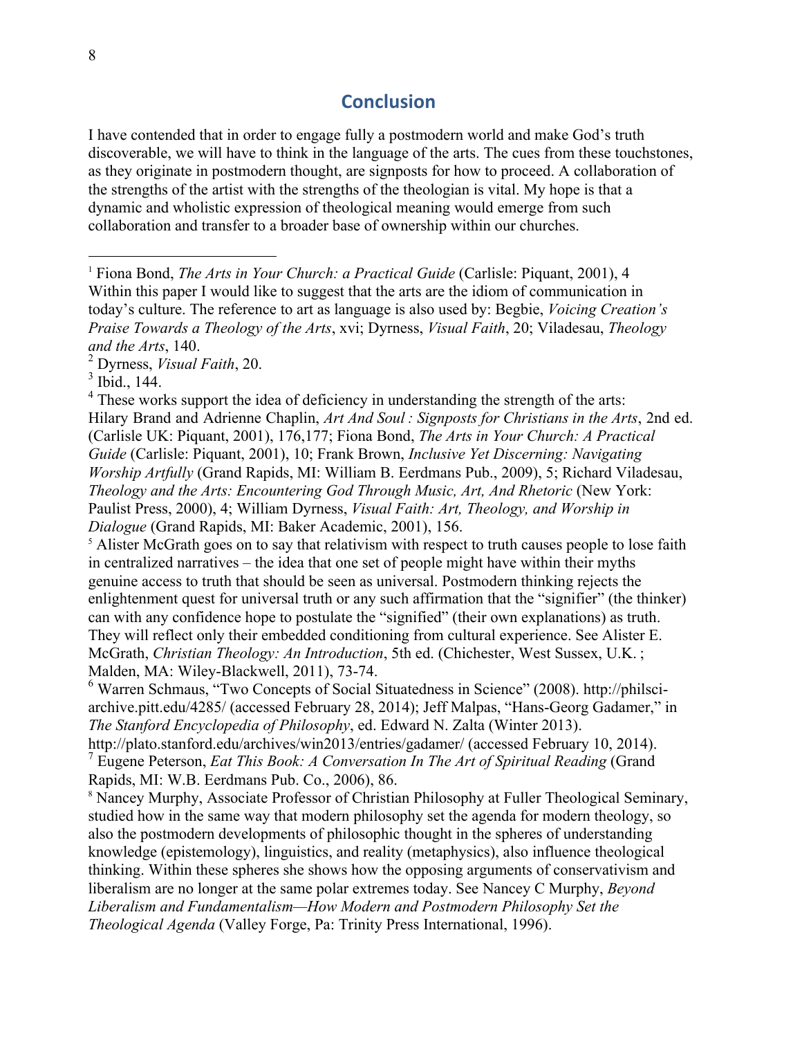## Conclusion

I have contended that in order to engage fully a postmodern world and make God's truth discoverable, we will have to think in the language of the arts. The cues from these touchstones, as they originate in postmodern thought, are signposts for how to proceed. A collaboration of the strengths of the artist with the strengths of the theologian is vital. My hope is that a dynamic and wholistic expression of theological meaning would emerge from such collaboration and transfer to a broader base of ownership within our churches.

---

[1] Fiona Bond, *The Arts in Your Church: a Practical Guide* (Carlisle: Piquant, 2001), 4 Within this paper I would like to suggest that the arts are the idiom of communication in today's culture. The reference to art as language is also used by: Begbie, *Voicing Creation's Praise Towards a Theology of the Arts*, xvi; Dyrness, *Visual Faith*, 20; Viladesau, *Theology and the Arts*, 140.

[2] Dyrness, *Visual Faith*, 20.

[3] Ibid., 144.

[4] These works support the idea of deficiency in understanding the strength of the arts: Hilary Brand and Adrienne Chaplin, *Art And Soul : Signposts for Christians in the Arts*, 2nd ed. (Carlisle UK: Piquant, 2001), 176,177; Fiona Bond, *The Arts in Your Church: A Practical Guide* (Carlisle: Piquant, 2001), 10; Frank Brown, *Inclusive Yet Discerning: Navigating Worship Artfully* (Grand Rapids, MI: William B. Eerdmans Pub., 2009), 5; Richard Viladesau, *Theology and the Arts: Encountering God Through Music, Art, And Rhetoric* (New York: Paulist Press, 2000), 4; William Dyrness, *Visual Faith: Art, Theology, and Worship in Dialogue* (Grand Rapids, MI: Baker Academic, 2001), 156.

[5] Alister McGrath goes on to say that relativism with respect to truth causes people to lose faith in centralized narratives – the idea that one set of people might have within their myths genuine access to truth that should be seen as universal. Postmodern thinking rejects the enlightenment quest for universal truth or any such affirmation that the "signifier" (the thinker) can with any confidence hope to postulate the "signified" (their own explanations) as truth. They will reflect only their embedded conditioning from cultural experience. See Alister E. McGrath, *Christian Theology: An Introduction*, 5th ed. (Chichester, West Sussex, U.K. ; Malden, MA: Wiley-Blackwell, 2011), 73-74.

[6] Warren Schmaus, "Two Concepts of Social Situatedness in Science" (2008). http://philsci-archive.pitt.edu/4285/ (accessed February 28, 2014); Jeff Malpas, "Hans-Georg Gadamer," in *The Stanford Encyclopedia of Philosophy*, ed. Edward N. Zalta (Winter 2013). http://plato.stanford.edu/archives/win2013/entries/gadamer/ (accessed February 10, 2014).

[7] Eugene Peterson, *Eat This Book: A Conversation In The Art of Spiritual Reading* (Grand Rapids, MI: W.B. Eerdmans Pub. Co., 2006), 86.

[8] Nancey Murphy, Associate Professor of Christian Philosophy at Fuller Theological Seminary, studied how in the same way that modern philosophy set the agenda for modern theology, so also the postmodern developments of philosophic thought in the spheres of understanding knowledge (epistemology), linguistics, and reality (metaphysics), also influence theological thinking. Within these spheres she shows how the opposing arguments of conservativism and liberalism are no longer at the same polar extremes today. See Nancey C Murphy, *Beyond Liberalism and Fundamentalism—How Modern and Postmodern Philosophy Set the Theological Agenda* (Valley Forge, Pa: Trinity Press International, 1996).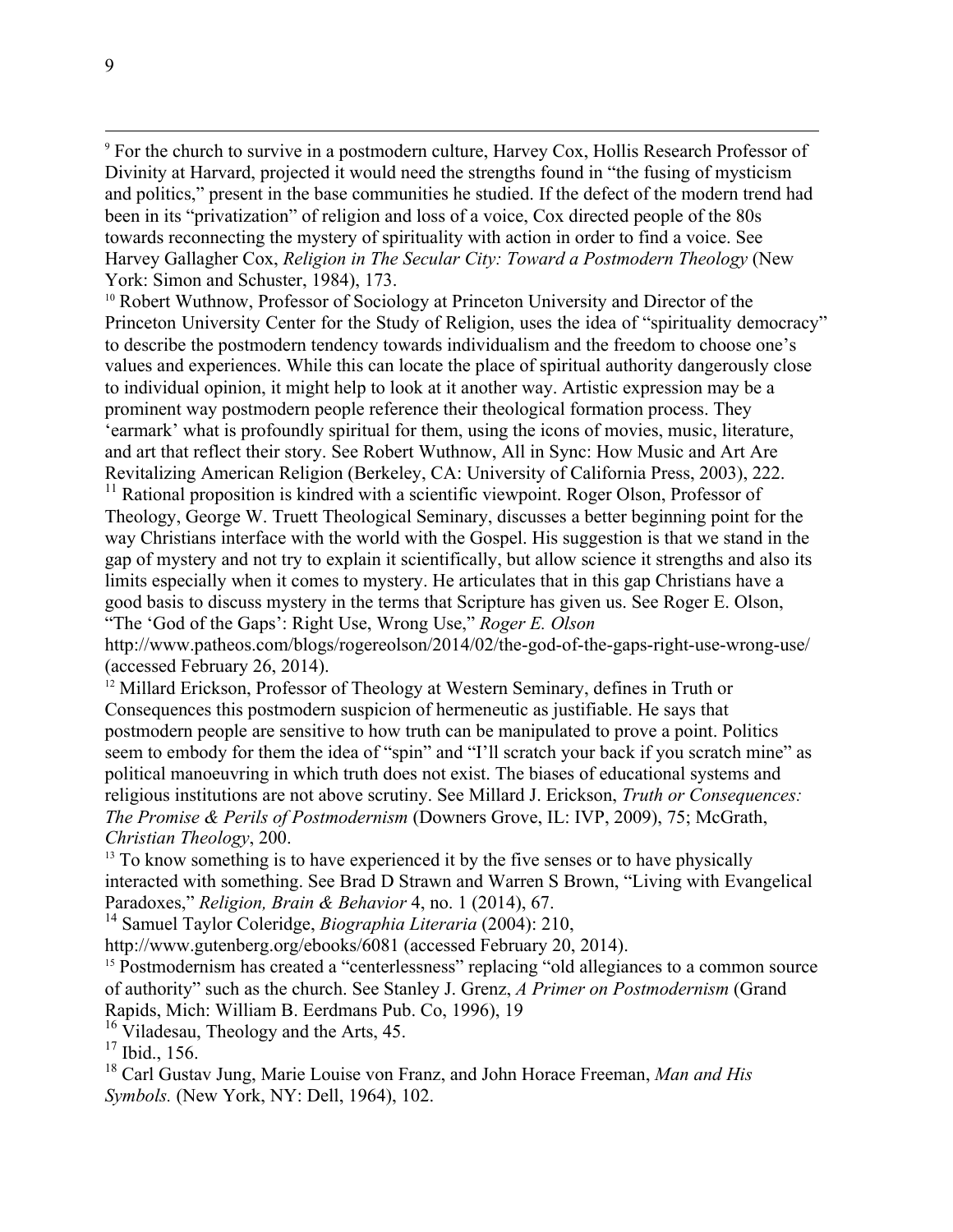[9] For the church to survive in a postmodern culture, Harvey Cox, Hollis Research Professor of Divinity at Harvard, projected it would need the strengths found in "the fusing of mysticism and politics," present in the base communities he studied. If the defect of the modern trend had been in its "privatization" of religion and loss of a voice, Cox directed people of the 80s towards reconnecting the mystery of spirituality with action in order to find a voice. See Harvey Gallagher Cox, *Religion in The Secular City: Toward a Postmodern Theology* (New York: Simon and Schuster, 1984), 173.

[10] Robert Wuthnow, Professor of Sociology at Princeton University and Director of the Princeton University Center for the Study of Religion, uses the idea of "spirituality democracy" to describe the postmodern tendency towards individualism and the freedom to choose one's values and experiences. While this can locate the place of spiritual authority dangerously close to individual opinion, it might help to look at it another way. Artistic expression may be a prominent way postmodern people reference their theological formation process. They 'earmark' what is profoundly spiritual for them, using the icons of movies, music, literature, and art that reflect their story. See Robert Wuthnow, All in Sync: How Music and Art Are Revitalizing American Religion (Berkeley, CA: University of California Press, 2003), 222.

[11] Rational proposition is kindred with a scientific viewpoint. Roger Olson, Professor of Theology, George W. Truett Theological Seminary, discusses a better beginning point for the way Christians interface with the world with the Gospel. His suggestion is that we stand in the gap of mystery and not try to explain it scientifically, but allow science it strengths and also its limits especially when it comes to mystery. He articulates that in this gap Christians have a good basis to discuss mystery in the terms that Scripture has given us. See Roger E. Olson, "The 'God of the Gaps': Right Use, Wrong Use," *Roger E. Olson* http://www.patheos.com/blogs/rogereolson/2014/02/the-god-of-the-gaps-right-use-wrong-use/ (accessed February 26, 2014).

[12] Millard Erickson, Professor of Theology at Western Seminary, defines in Truth or Consequences this postmodern suspicion of hermeneutic as justifiable. He says that postmodern people are sensitive to how truth can be manipulated to prove a point. Politics seem to embody for them the idea of "spin" and "I'll scratch your back if you scratch mine" as political manoeuvring in which truth does not exist. The biases of educational systems and religious institutions are not above scrutiny. See Millard J. Erickson, *Truth or Consequences: The Promise & Perils of Postmodernism* (Downers Grove, IL: IVP, 2009), 75; McGrath, *Christian Theology*, 200.

[13] To know something is to have experienced it by the five senses or to have physically interacted with something. See Brad D Strawn and Warren S Brown, "Living with Evangelical Paradoxes," *Religion, Brain & Behavior* 4, no. 1 (2014), 67.

[14] Samuel Taylor Coleridge, *Biographia Literaria* (2004): 210, http://www.gutenberg.org/ebooks/6081 (accessed February 20, 2014).

[15] Postmodernism has created a "centerlessness" replacing "old allegiances to a common source of authority" such as the church. See Stanley J. Grenz, *A Primer on Postmodernism* (Grand Rapids, Mich: William B. Eerdmans Pub. Co, 1996), 19

[16] Viladesau, Theology and the Arts, 45.

[17] Ibid., 156.

[18] Carl Gustav Jung, Marie Louise von Franz, and John Horace Freeman, *Man and His Symbols.* (New York, NY: Dell, 1964), 102.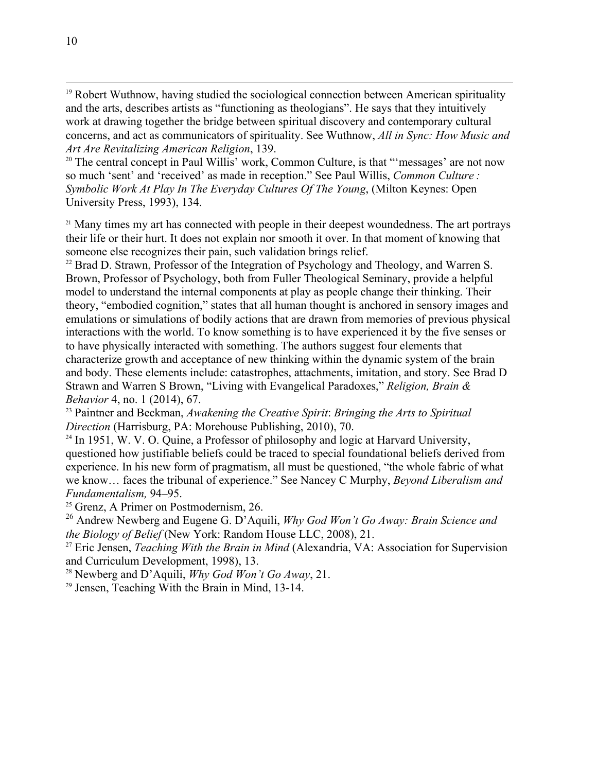[19] Robert Wuthnow, having studied the sociological connection between American spirituality and the arts, describes artists as "functioning as theologians". He says that they intuitively work at drawing together the bridge between spiritual discovery and contemporary cultural concerns, and act as communicators of spirituality. See Wuthnow, *All in Sync: How Music and Art Are Revitalizing American Religion*, 139.

[20] The central concept in Paul Willis' work, Common Culture, is that "'messages' are not now so much 'sent' and 'received' as made in reception." See Paul Willis, *Common Culture : Symbolic Work At Play In The Everyday Cultures Of The Young*, (Milton Keynes: Open University Press, 1993), 134.

[21] Many times my art has connected with people in their deepest woundedness. The art portrays their life or their hurt. It does not explain nor smooth it over. In that moment of knowing that someone else recognizes their pain, such validation brings relief.

[22] Brad D. Strawn, Professor of the Integration of Psychology and Theology, and Warren S. Brown, Professor of Psychology, both from Fuller Theological Seminary, provide a helpful model to understand the internal components at play as people change their thinking. Their theory, "embodied cognition," states that all human thought is anchored in sensory images and emulations or simulations of bodily actions that are drawn from memories of previous physical interactions with the world. To know something is to have experienced it by the five senses or to have physically interacted with something. The authors suggest four elements that characterize growth and acceptance of new thinking within the dynamic system of the brain and body. These elements include: catastrophes, attachments, imitation, and story. See Brad D Strawn and Warren S Brown, "Living with Evangelical Paradoxes," *Religion, Brain & Behavior* 4, no. 1 (2014), 67.

[23] Paintner and Beckman, *Awakening the Creative Spirit*: *Bringing the Arts to Spiritual Direction* (Harrisburg, PA: Morehouse Publishing, 2010), 70.

[24] In 1951, W. V. O. Quine, a Professor of philosophy and logic at Harvard University, questioned how justifiable beliefs could be traced to special foundational beliefs derived from experience. In his new form of pragmatism, all must be questioned, "the whole fabric of what we know… faces the tribunal of experience." See Nancey C Murphy, *Beyond Liberalism and Fundamentalism,* 94–95.

[25] Grenz, A Primer on Postmodernism, 26.

[26] Andrew Newberg and Eugene G. D'Aquili, *Why God Won't Go Away: Brain Science and the Biology of Belief* (New York: Random House LLC, 2008), 21.

[27] Eric Jensen, *Teaching With the Brain in Mind* (Alexandria, VA: Association for Supervision and Curriculum Development, 1998), 13.

[28] Newberg and D'Aquili, *Why God Won't Go Away*, 21.

[29] Jensen, Teaching With the Brain in Mind, 13-14.